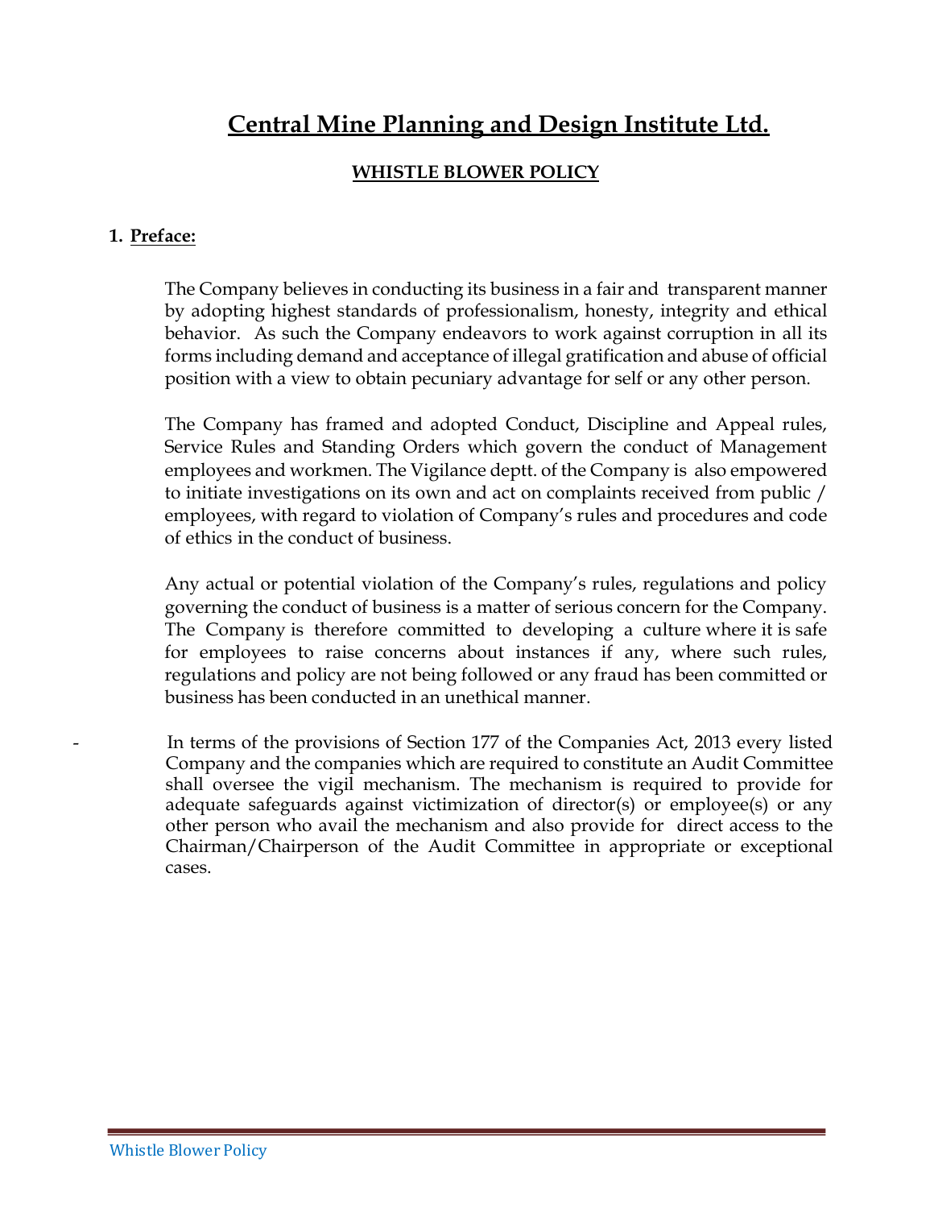# Central Mine Planning and Design Institute Ltd.

## WHISTLE BLOWER POLICY

### 1. Preface:

The Company believes in conducting its business in a fair and transparent manner by adopting highest standards of professionalism, honesty, integrity and ethical behavior. As such the Company endeavors to work against corruption in all its forms including demand and acceptance of illegal gratification and abuse of official position with a view to obtain pecuniary advantage for self or any other person.

The Company has framed and adopted Conduct, Discipline and Appeal rules, Service Rules and Standing Orders which govern the conduct of Management employees and workmen. The Vigilance deptt. of the Company is also empowered to initiate investigations on its own and act on complaints received from public / employees, with regard to violation of Company's rules and procedures and code of ethics in the conduct of business.

Any actual or potential violation of the Company's rules, regulations and policy governing the conduct of business is a matter of serious concern for the Company. The Company is therefore committed to developing a culture where it is safe for employees to raise concerns about instances if any, where such rules, regulations and policy are not being followed or any fraud has been committed or business has been conducted in an unethical manner.

- In terms of the provisions of Section 177 of the Companies Act, 2013 every listed Company and the companies which are required to constitute an Audit Committee shall oversee the vigil mechanism. The mechanism is required to provide for adequate safeguards against victimization of director(s) or employee(s) or any other person who avail the mechanism and also provide for direct access to the Chairman/Chairperson of the Audit Committee in appropriate or exceptional cases.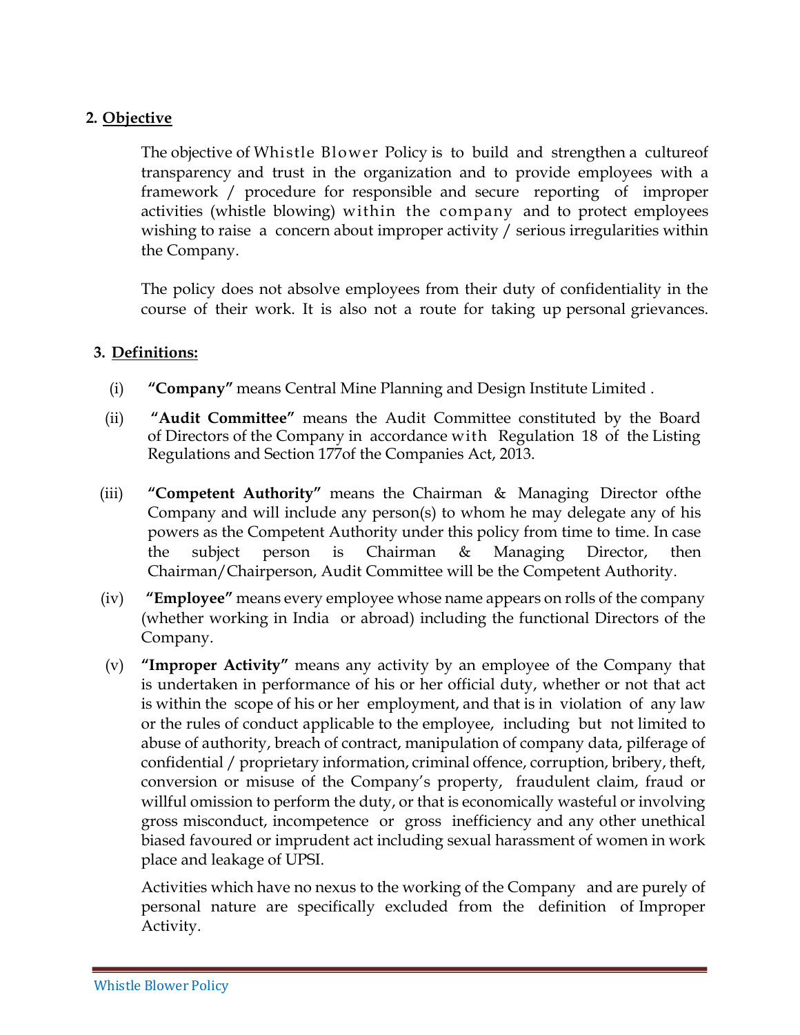## 2. Objective

The objective of Whistle Blower Policy is to build and strengthen a cultureof transparency and trust in the organization and to provide employees with a framework / procedure for responsible and secure reporting of improper activities (whistle blowing) within the company and to protect employees wishing to raise a concern about improper activity / serious irregularities within the Company.

The policy does not absolve employees from their duty of confidentiality in the course of their work. It is also not a route for taking up personal grievances.

## 3. Definitions:

(i) **"Company"** means Central Mine Planning and Design Institute Limited .

(ii) **"Audit Committee"** means the Audit Committee constituted by the Board of Directors of the Company in accordance with Regulation 18 of the Listing Regulations and Section 177of the Companies Act, 2013.

(iii) **"Competent Authority"** means the Chairman & Managing Director ofthe Company and will include any person(s) to whom he may delegate any of his powers as the Competent Authority under this policy from time to time. In case the subject person is Chairman & Managing Director, then Chairman/Chairperson, Audit Committee will be the Competent Authority.

(iv) **"Employee"** means every employee whose name appears on rolls of the company (whether working in India or abroad) including the functional Directors of the Company.

(v) **"Improper Activity"** means any activity by an employee of the Company that is undertaken in performance of his or her official duty, whether or not that act is within the scope of his or her employment, and that is in violation of any law or the rules of conduct applicable to the employee, including but not limited to abuse of authority, breach of contract, manipulation of company data, pilferage of confidential / proprietary information, criminal offence, corruption, bribery, theft, conversion or misuse of the Company's property, fraudulent claim, fraud or willful omission to perform the duty, or that is economically wasteful or involving gross misconduct, incompetence or gross inefficiency and any other unethical biased favoured or imprudent act including sexual harassment of women in work place and leakage of UPSI.

Activities which have no nexus to the working of the Company and are purely of personal nature are specifically excluded from the definition of Improper Activity.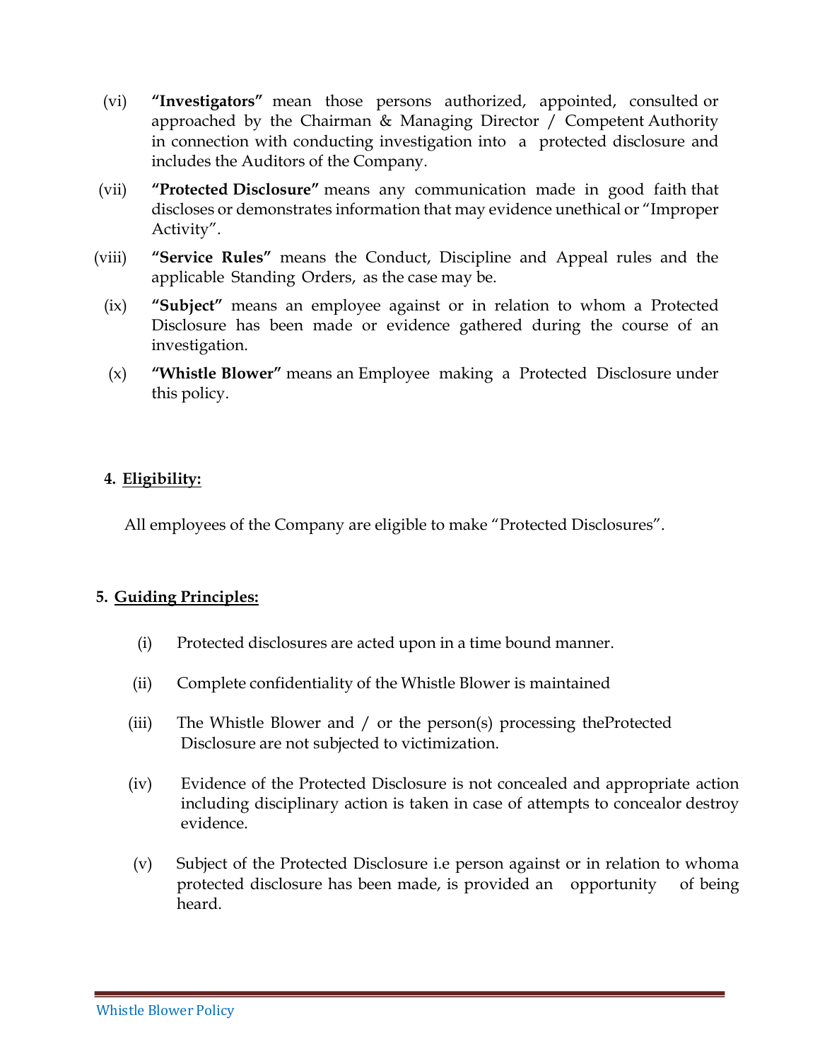(vi) **"Investigators"** mean those persons authorized, appointed, consulted or approached by the Chairman & Managing Director / Competent Authority in connection with conducting investigation into a protected disclosure and includes the Auditors of the Company.

(vii) **"Protected Disclosure"** means any communication made in good faith that discloses or demonstrates information that may evidence unethical or "Improper Activity".

(viii) **"Service Rules"** means the Conduct, Discipline and Appeal rules and the applicable Standing Orders, as the case may be.

(ix) **"Subject"** means an employee against or in relation to whom a Protected Disclosure has been made or evidence gathered during the course of an investigation.

(x) **"Whistle Blower"** means an Employee making a Protected Disclosure under this policy.

## 4. Eligibility:

All employees of the Company are eligible to make "Protected Disclosures".

## 5. Guiding Principles:

(i) Protected disclosures are acted upon in a time bound manner.

(ii) Complete confidentiality of the Whistle Blower is maintained

(iii) The Whistle Blower and / or the person(s) processing theProtected Disclosure are not subjected to victimization.

(iv) Evidence of the Protected Disclosure is not concealed and appropriate action including disciplinary action is taken in case of attempts to concealor destroy evidence.

(v) Subject of the Protected Disclosure i.e person against or in relation to whoma protected disclosure has been made, is provided an opportunity of being heard.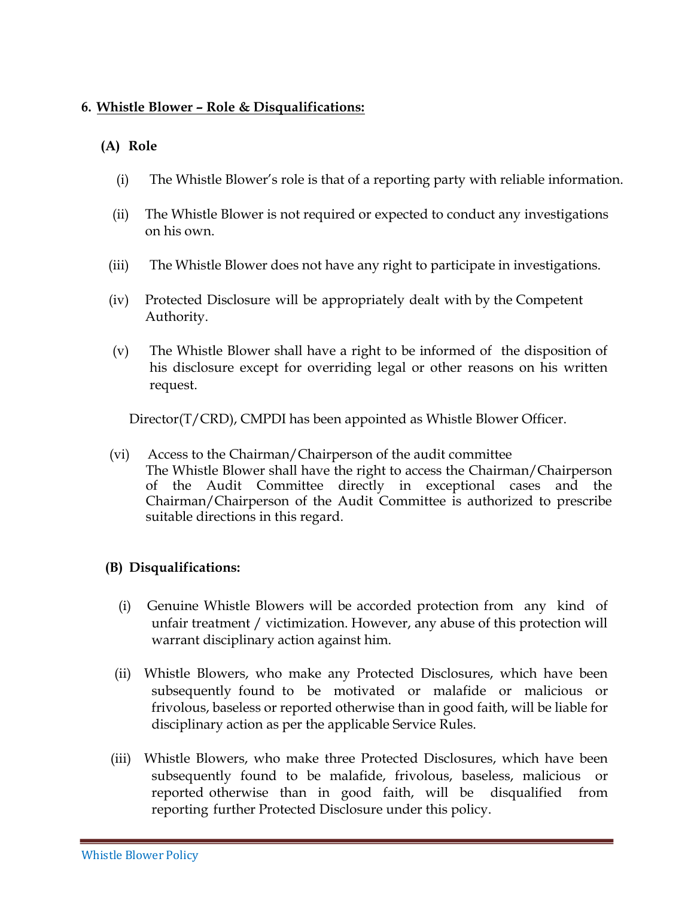## 6. Whistle Blower – Role & Disqualifications:

### (A) Role

(i) The Whistle Blower's role is that of a reporting party with reliable information.

(ii) The Whistle Blower is not required or expected to conduct any investigations on his own.

(iii) The Whistle Blower does not have any right to participate in investigations.

(iv) Protected Disclosure will be appropriately dealt with by the Competent Authority.

(v) The Whistle Blower shall have a right to be informed of the disposition of his disclosure except for overriding legal or other reasons on his written request.

Director(T/CRD), CMPDI has been appointed as Whistle Blower Officer.

(vi) Access to the Chairman/Chairperson of the audit committee
The Whistle Blower shall have the right to access the Chairman/Chairperson of the Audit Committee directly in exceptional cases and the Chairman/Chairperson of the Audit Committee is authorized to prescribe suitable directions in this regard.

### (B) Disqualifications:

(i) Genuine Whistle Blowers will be accorded protection from any kind of unfair treatment / victimization. However, any abuse of this protection will warrant disciplinary action against him.

(ii) Whistle Blowers, who make any Protected Disclosures, which have been subsequently found to be motivated or malafide or malicious or frivolous, baseless or reported otherwise than in good faith, will be liable for disciplinary action as per the applicable Service Rules.

(iii) Whistle Blowers, who make three Protected Disclosures, which have been subsequently found to be malafide, frivolous, baseless, malicious or reported otherwise than in good faith, will be disqualified from reporting further Protected Disclosure under this policy.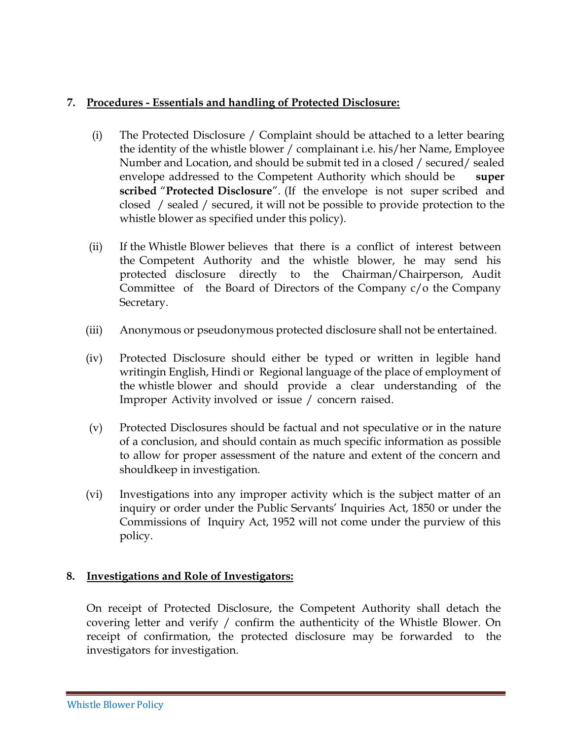## 7. Procedures - Essentials and handling of Protected Disclosure:

(i) The Protected Disclosure / Complaint should be attached to a letter bearing the identity of the whistle blower / complainant i.e. his/her Name, Employee Number and Location, and should be submit ted in a closed / secured/ sealed envelope addressed to the Competent Authority which should be **super scribed** "**Protected Disclosure**". (If the envelope is not super scribed and closed / sealed / secured, it will not be possible to provide protection to the whistle blower as specified under this policy).

(ii) If the Whistle Blower believes that there is a conflict of interest between the Competent Authority and the whistle blower, he may send his protected disclosure directly to the Chairman/Chairperson, Audit Committee of the Board of Directors of the Company c/o the Company Secretary.

(iii) Anonymous or pseudonymous protected disclosure shall not be entertained.

(iv) Protected Disclosure should either be typed or written in legible hand writingin English, Hindi or Regional language of the place of employment of the whistle blower and should provide a clear understanding of the Improper Activity involved or issue / concern raised.

(v) Protected Disclosures should be factual and not speculative or in the nature of a conclusion, and should contain as much specific information as possible to allow for proper assessment of the nature and extent of the concern and shouldkeep in investigation.

(vi) Investigations into any improper activity which is the subject matter of an inquiry or order under the Public Servants' Inquiries Act, 1850 or under the Commissions of Inquiry Act, 1952 will not come under the purview of this policy.

## 8. Investigations and Role of Investigators:

On receipt of Protected Disclosure, the Competent Authority shall detach the covering letter and verify / confirm the authenticity of the Whistle Blower. On receipt of confirmation, the protected disclosure may be forwarded to the investigators for investigation.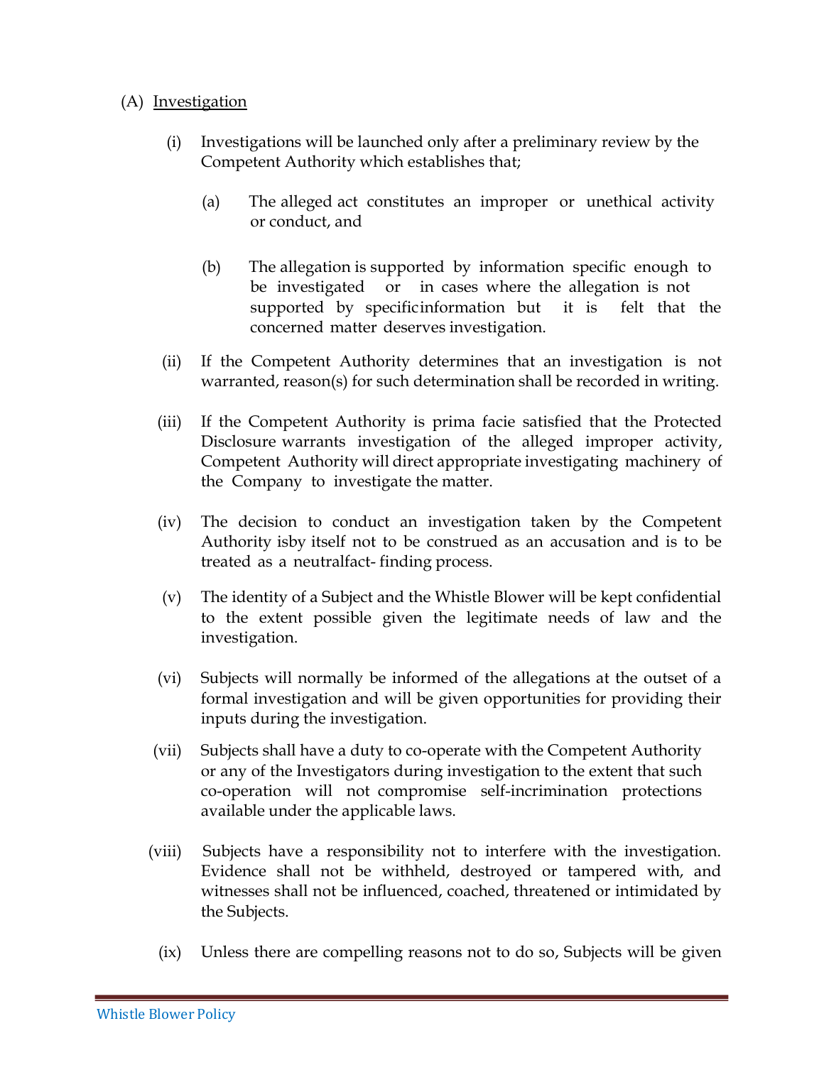(A) <u>Investigation</u>

(i) Investigations will be launched only after a preliminary review by the Competent Authority which establishes that;

(a) The alleged act constitutes an improper or unethical activity or conduct, and

(b) The allegation is supported by information specific enough to be investigated or in cases where the allegation is not supported by specificinformation but it is felt that the concerned matter deserves investigation.

(ii) If the Competent Authority determines that an investigation is not warranted, reason(s) for such determination shall be recorded in writing.

(iii) If the Competent Authority is prima facie satisfied that the Protected Disclosure warrants investigation of the alleged improper activity, Competent Authority will direct appropriate investigating machinery of the Company to investigate the matter.

(iv) The decision to conduct an investigation taken by the Competent Authority isby itself not to be construed as an accusation and is to be treated as a neutralfact- finding process.

(v) The identity of a Subject and the Whistle Blower will be kept confidential to the extent possible given the legitimate needs of law and the investigation.

(vi) Subjects will normally be informed of the allegations at the outset of a formal investigation and will be given opportunities for providing their inputs during the investigation.

(vii) Subjects shall have a duty to co-operate with the Competent Authority or any of the Investigators during investigation to the extent that such co-operation will not compromise self-incrimination protections available under the applicable laws.

(viii) Subjects have a responsibility not to interfere with the investigation. Evidence shall not be withheld, destroyed or tampered with, and witnesses shall not be influenced, coached, threatened or intimidated by the Subjects.

(ix) Unless there are compelling reasons not to do so, Subjects will be given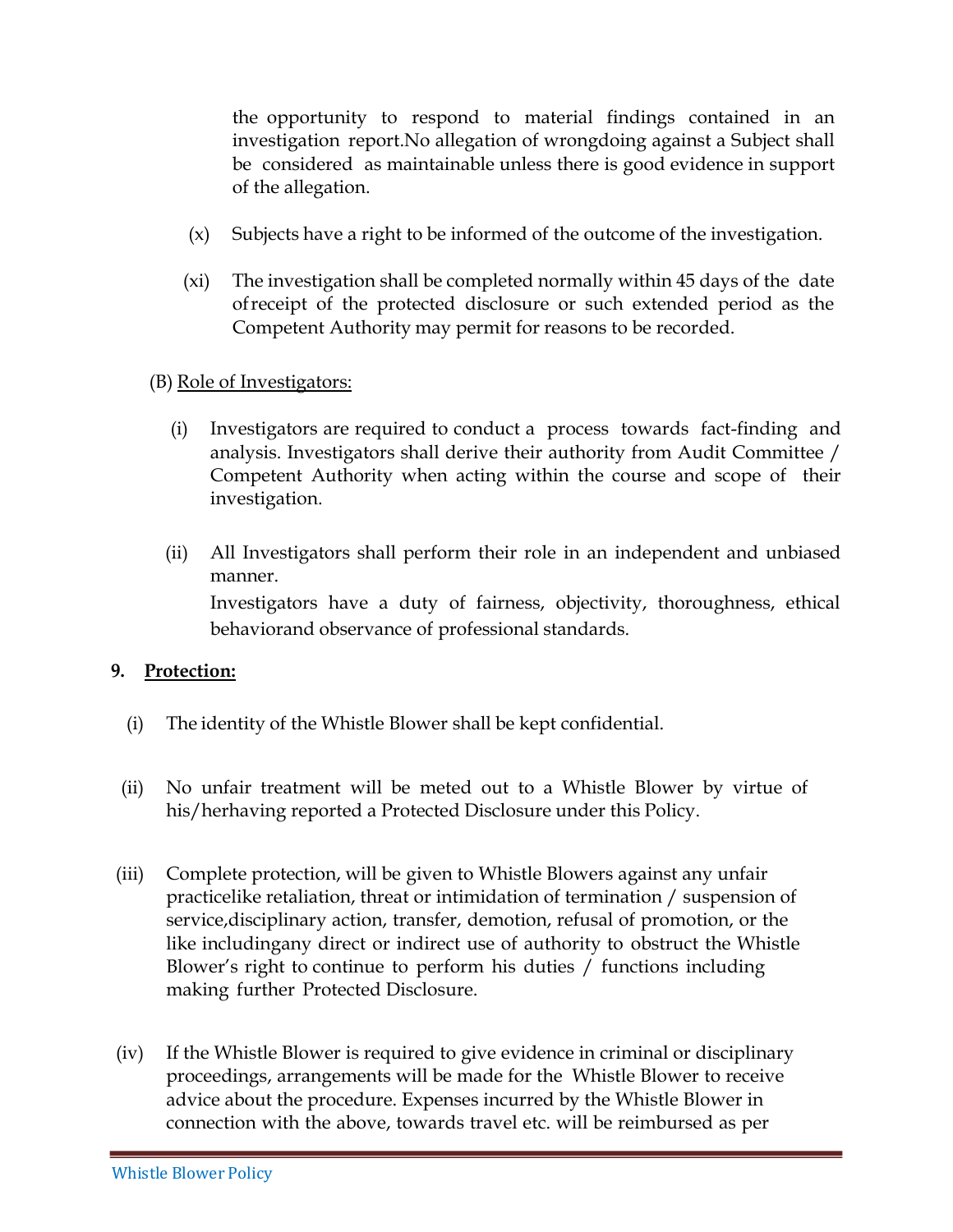the opportunity to respond to material findings contained in an investigation report.No allegation of wrongdoing against a Subject shall be considered as maintainable unless there is good evidence in support of the allegation.

(x) Subjects have a right to be informed of the outcome of the investigation.

(xi) The investigation shall be completed normally within 45 days of the date of receipt of the protected disclosure or such extended period as the Competent Authority may permit for reasons to be recorded.

(B) Role of Investigators:

(i) Investigators are required to conduct a process towards fact-finding and analysis. Investigators shall derive their authority from Audit Committee / Competent Authority when acting within the course and scope of their investigation.

(ii) All Investigators shall perform their role in an independent and unbiased manner.
Investigators have a duty of fairness, objectivity, thoroughness, ethical behaviorand observance of professional standards.

**9. Protection:**

(i) The identity of the Whistle Blower shall be kept confidential.

(ii) No unfair treatment will be meted out to a Whistle Blower by virtue of his/herhaving reported a Protected Disclosure under this Policy.

(iii) Complete protection, will be given to Whistle Blowers against any unfair practicelike retaliation, threat or intimidation of termination / suspension of service,disciplinary action, transfer, demotion, refusal of promotion, or the like includingany direct or indirect use of authority to obstruct the Whistle Blower's right to continue to perform his duties / functions including making further Protected Disclosure.

(iv) If the Whistle Blower is required to give evidence in criminal or disciplinary proceedings, arrangements will be made for the Whistle Blower to receive advice about the procedure. Expenses incurred by the Whistle Blower in connection with the above, towards travel etc. will be reimbursed as per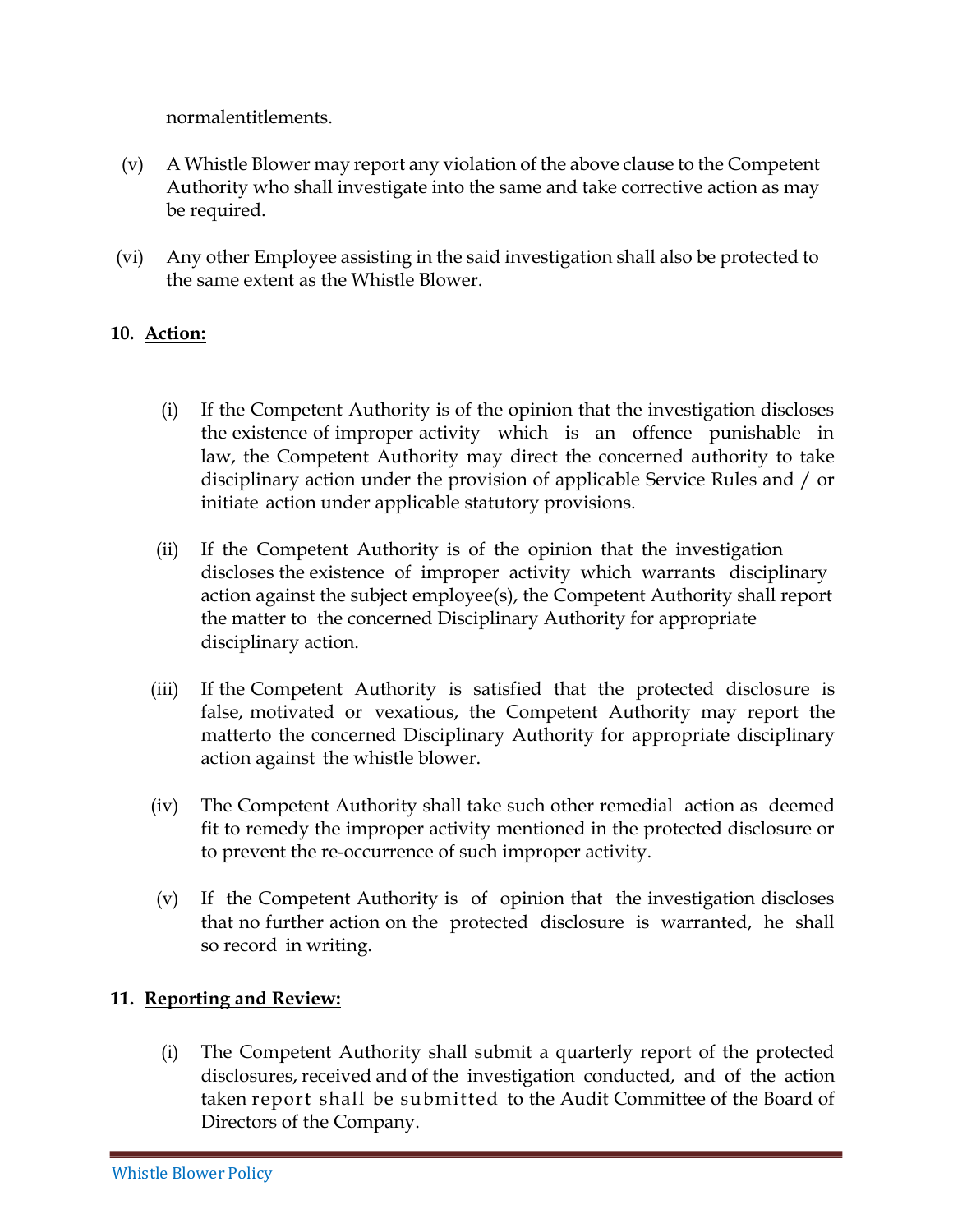normalentitlements.

(v) A Whistle Blower may report any violation of the above clause to the Competent Authority who shall investigate into the same and take corrective action as may be required.

(vi) Any other Employee assisting in the said investigation shall also be protected to the same extent as the Whistle Blower.

**10. Action:**

(i) If the Competent Authority is of the opinion that the investigation discloses the existence of improper activity which is an offence punishable in law, the Competent Authority may direct the concerned authority to take disciplinary action under the provision of applicable Service Rules and / or initiate action under applicable statutory provisions.

(ii) If the Competent Authority is of the opinion that the investigation discloses the existence of improper activity which warrants disciplinary action against the subject employee(s), the Competent Authority shall report the matter to the concerned Disciplinary Authority for appropriate disciplinary action.

(iii) If the Competent Authority is satisfied that the protected disclosure is false, motivated or vexatious, the Competent Authority may report the matterto the concerned Disciplinary Authority for appropriate disciplinary action against the whistle blower.

(iv) The Competent Authority shall take such other remedial action as deemed fit to remedy the improper activity mentioned in the protected disclosure or to prevent the re-occurrence of such improper activity.

(v) If the Competent Authority is of opinion that the investigation discloses that no further action on the protected disclosure is warranted, he shall so record in writing.

**11. Reporting and Review:**

(i) The Competent Authority shall submit a quarterly report of the protected disclosures, received and of the investigation conducted, and of the action taken report shall be submitted to the Audit Committee of the Board of Directors of the Company.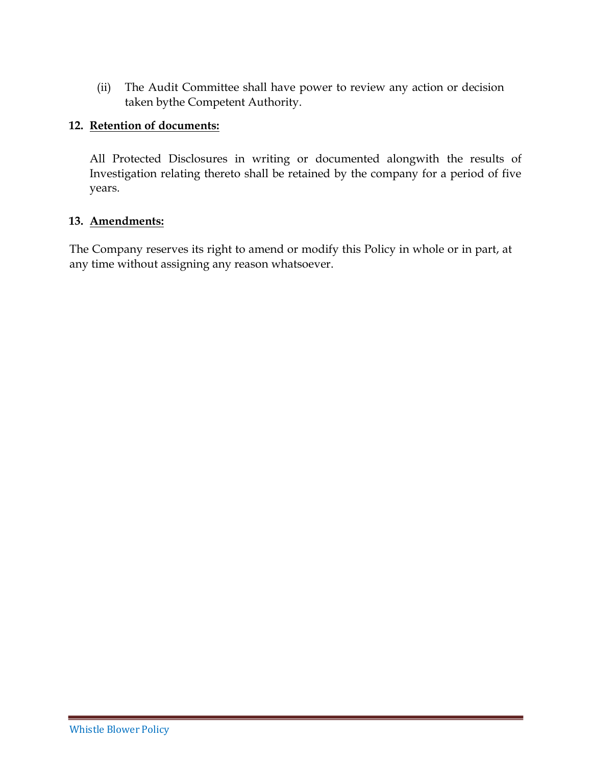(ii) The Audit Committee shall have power to review any action or decision taken bythe Competent Authority.

**12. Retention of documents:**

All Protected Disclosures in writing or documented alongwith the results of Investigation relating thereto shall be retained by the company for a period of five years.

**13. Amendments:**

The Company reserves its right to amend or modify this Policy in whole or in part, at any time without assigning any reason whatsoever.